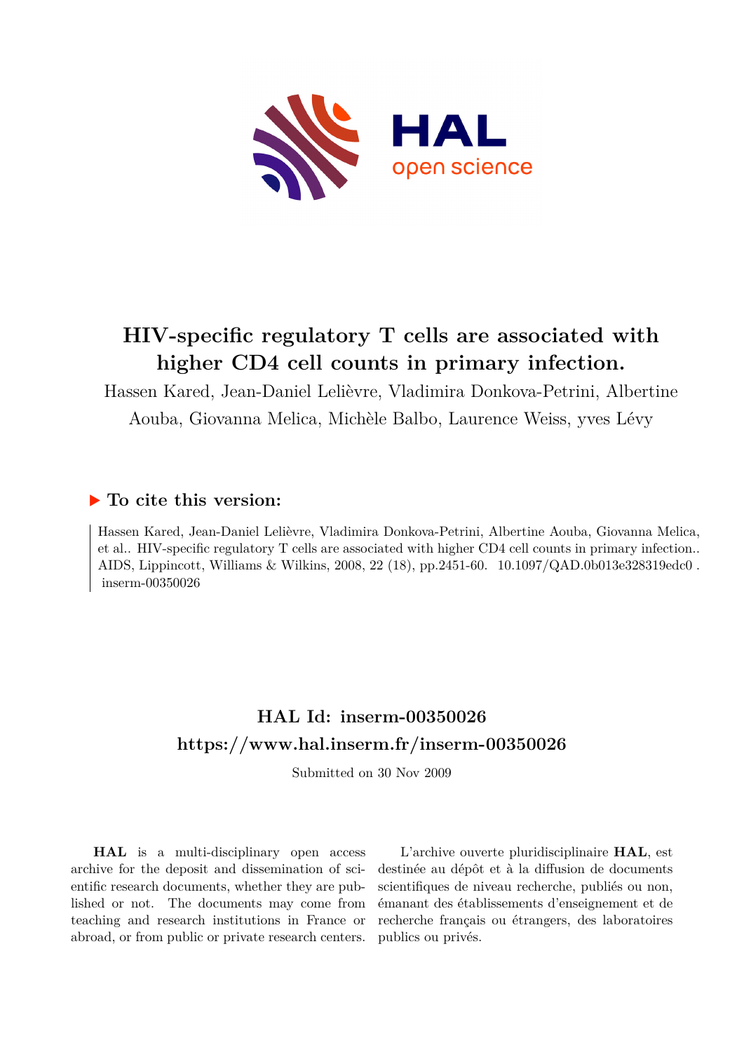# HIV-specific regulatory T cells are associated with higher CD4 cell counts in primary infection.

Hassen Kared, Jean-Daniel Lelièvre, Vladimira Donkova-Petrini, Albertine Aouba, Giovanna Melica, Michèle Balbo, Laurence Weiss, yves Lévy

## ▶ To cite this version:

Hassen Kared, Jean-Daniel Lelièvre, Vladimira Donkova-Petrini, Albertine Aouba, Giovanna Melica, et al.. HIV-specific regulatory T cells are associated with higher CD4 cell counts in primary infection.. AIDS, Lippincott, Williams & Wilkins, 2008, 22 (18), pp.2451-60. 10.1097/QAD.0b013e328319edc0 . inserm-00350026

## HAL Id: inserm-00350026
## https://www.hal.inserm.fr/inserm-00350026

Submitted on 30 Nov 2009

**HAL** is a multi-disciplinary open access archive for the deposit and dissemination of scientific research documents, whether they are published or not. The documents may come from teaching and research institutions in France or abroad, or from public or private research centers.

L'archive ouverte pluridisciplinaire **HAL**, est destinée au dépôt et à la diffusion de documents scientifiques de niveau recherche, publiés ou non, émanant des établissements d'enseignement et de recherche français ou étrangers, des laboratoires publics ou privés.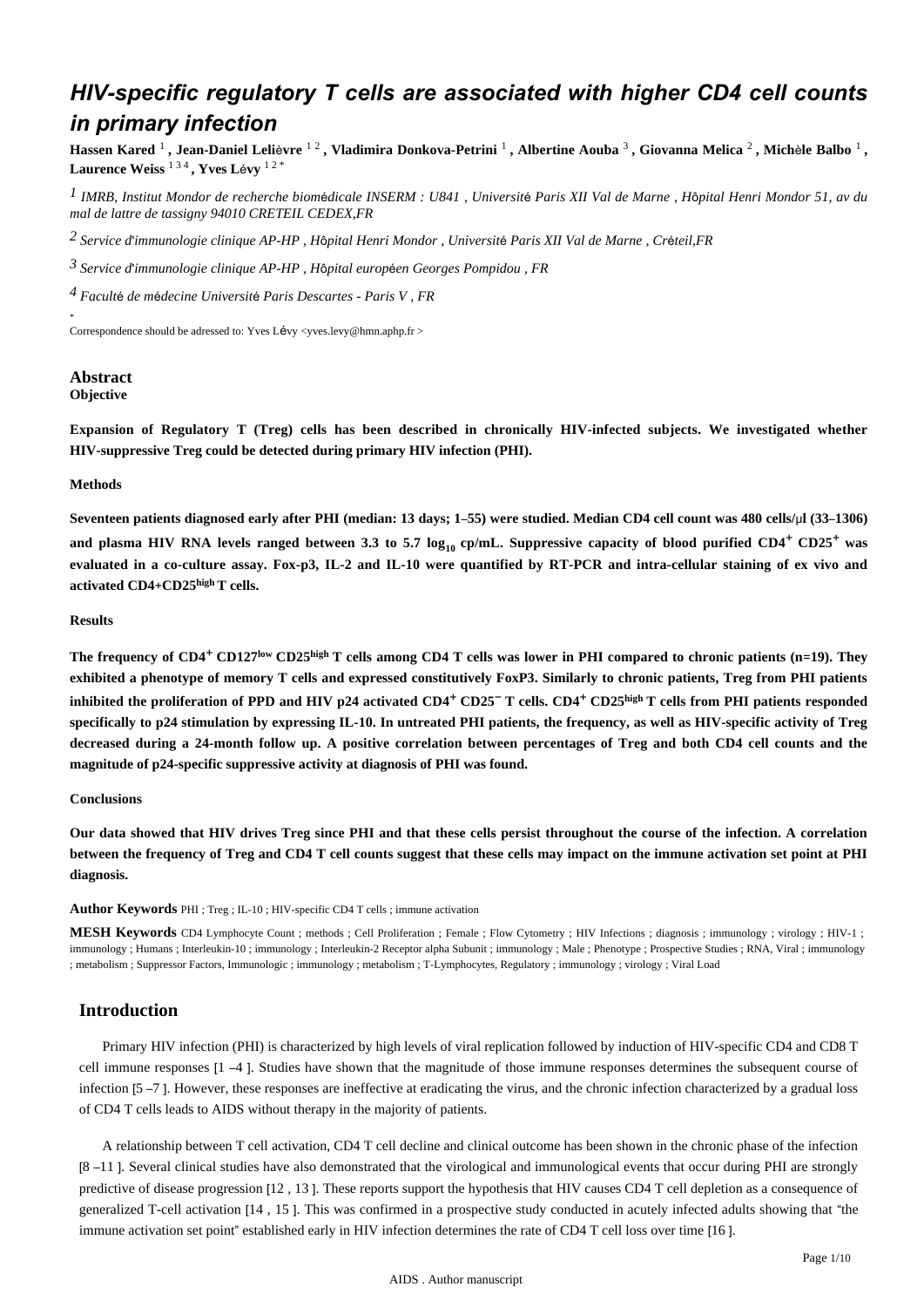# HIV-specific regulatory T cells are associated with higher CD4 cell counts in primary infection

**Hassen Kared** [1], **Jean-Daniel Lelièvre** [1 2], **Vladimira Donkova-Petrini** [1], **Albertine Aouba** [3], **Giovanna Melica** [2], **Michèle Balbo** [1], **Laurence Weiss** [1 3 4], **Yves Lévy** [1 2 *]

[1] *IMRB, Institut Mondor de recherche biomédicale INSERM : U841 , Université Paris XII Val de Marne , Hôpital Henri Mondor 51, av du mal de lattre de tassigny 94010 CRETEIL CEDEX,FR*

[2] *Service d'immunologie clinique AP-HP , Hôpital Henri Mondor , Université Paris XII Val de Marne , Créteil,FR*

[3] *Service d'immunologie clinique AP-HP , Hôpital européen Georges Pompidou , FR*

[4] *Faculté de médecine Université Paris Descartes - Paris V , FR*

[*] Correspondence should be adressed to: Yves Lévy <yves.levy@hmn.aphp.fr >

## Abstract

**Objective**

**Expansion of Regulatory T (Treg) cells has been described in chronically HIV-infected subjects. We investigated whether HIV-suppressive Treg could be detected during primary HIV infection (PHI).**

**Methods**

**Seventeen patients diagnosed early after PHI (median: 13 days; 1–55) were studied. Median CD4 cell count was 480 cells/μl (33–1306) and plasma HIV RNA levels ranged between 3.3 to 5.7 $log_{10}$ cp/mL. Suppressive capacity of blood purified $CD4^+$ $CD25^+$ was evaluated in a co-culture assay. Fox-p3, IL-2 and IL-10 were quantified by RT-PCR and intra-cellular staining of ex vivo and activated CD4+$CD25^{high}$ T cells.**

**Results**

**The frequency of $CD4^+$ $CD127^{low}$ $CD25^{high}$ T cells among CD4 T cells was lower in PHI compared to chronic patients (n=19). They exhibited a phenotype of memory T cells and expressed constitutively FoxP3. Similarly to chronic patients, Treg from PHI patients inhibited the proliferation of PPD and HIV p24 activated $CD4^+$ $CD25^-$ T cells. $CD4^+$ $CD25^{high}$ T cells from PHI patients responded specifically to p24 stimulation by expressing IL-10. In untreated PHI patients, the frequency, as well as HIV-specific activity of Treg decreased during a 24-month follow up. A positive correlation between percentages of Treg and both CD4 cell counts and the magnitude of p24-specific suppressive activity at diagnosis of PHI was found.**

**Conclusions**

**Our data showed that HIV drives Treg since PHI and that these cells persist throughout the course of the infection. A correlation between the frequency of Treg and CD4 T cell counts suggest that these cells may impact on the immune activation set point at PHI diagnosis.**

**Author Keywords** PHI ; Treg ; IL-10 ; HIV-specific CD4 T cells ; immune activation

**MESH Keywords** CD4 Lymphocyte Count ; methods ; Cell Proliferation ; Female ; Flow Cytometry ; HIV Infections ; diagnosis ; immunology ; virology ; HIV-1 ; immunology ; Humans ; Interleukin-10 ; immunology ; Interleukin-2 Receptor alpha Subunit ; immunology ; Male ; Phenotype ; Prospective Studies ; RNA, Viral ; immunology ; metabolism ; Suppressor Factors, Immunologic ; immunology ; metabolism ; T-Lymphocytes, Regulatory ; immunology ; virology ; Viral Load

## Introduction

Primary HIV infection (PHI) is characterized by high levels of viral replication followed by induction of HIV-specific CD4 and CD8 T cell immune responses [1 –4 ]. Studies have shown that the magnitude of those immune responses determines the subsequent course of infection [5 –7 ]. However, these responses are ineffective at eradicating the virus, and the chronic infection characterized by a gradual loss of CD4 T cells leads to AIDS without therapy in the majority of patients.

A relationship between T cell activation, CD4 T cell decline and clinical outcome has been shown in the chronic phase of the infection [8 –11 ]. Several clinical studies have also demonstrated that the virological and immunological events that occur during PHI are strongly predictive of disease progression [12 , 13 ]. These reports support the hypothesis that HIV causes CD4 T cell depletion as a consequence of generalized T-cell activation [14 , 15 ]. This was confirmed in a prospective study conducted in acutely infected adults showing that "the immune activation set point" established early in HIV infection determines the rate of CD4 T cell loss over time [16 ].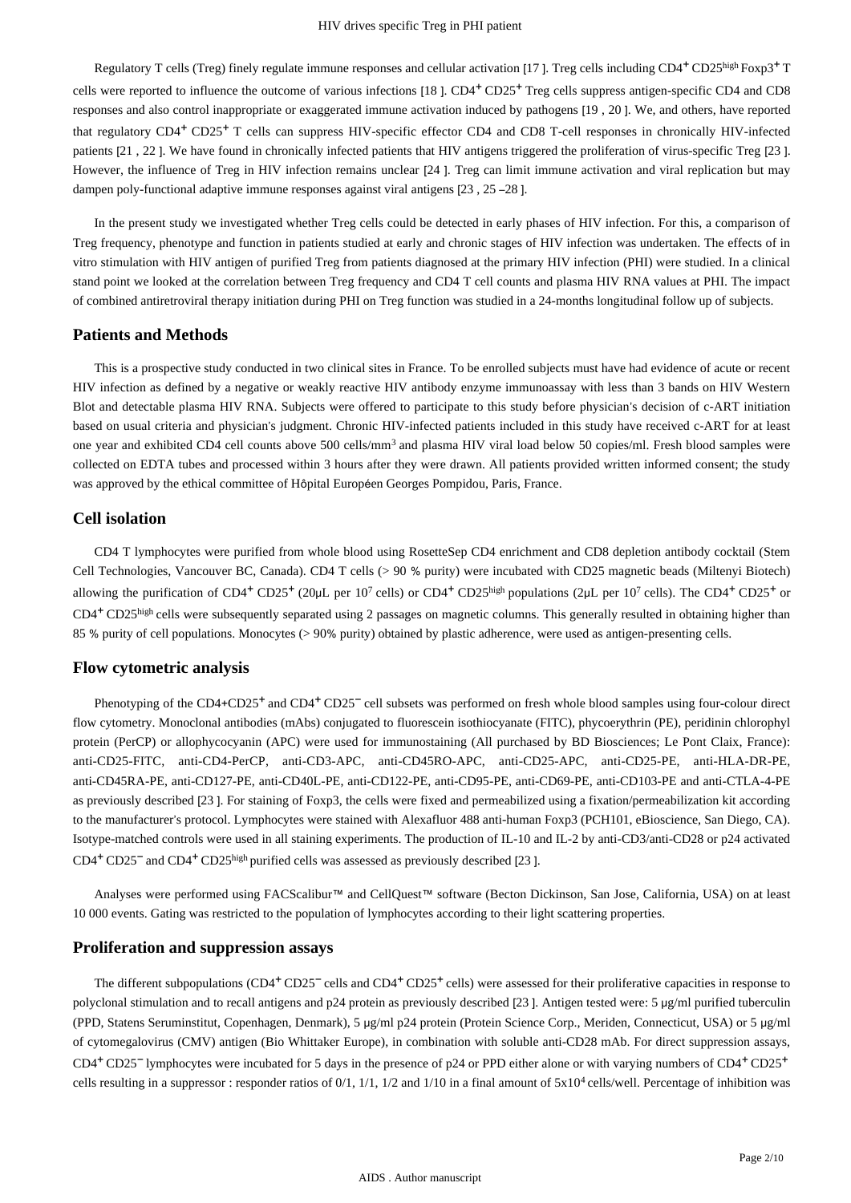Regulatory T cells (Treg) finely regulate immune responses and cellular activation [17 ]. Treg cells including $CD4^{+} CD25^{high} Foxp3^{+}$ T cells were reported to influence the outcome of various infections [18 ]. $CD4^{+} CD25^{+}$ Treg cells suppress antigen-specific CD4 and CD8 responses and also control inappropriate or exaggerated immune activation induced by pathogens [19 , 20 ]. We, and others, have reported that regulatory $CD4^{+} CD25^{+}$ T cells can suppress HIV-specific effector CD4 and CD8 T-cell responses in chronically HIV-infected patients [21 , 22 ]. We have found in chronically infected patients that HIV antigens triggered the proliferation of virus-specific Treg [23 ]. However, the influence of Treg in HIV infection remains unclear [24 ]. Treg can limit immune activation and viral replication but may dampen poly-functional adaptive immune responses against viral antigens [23 , 25 –28 ].

In the present study we investigated whether Treg cells could be detected in early phases of HIV infection. For this, a comparison of Treg frequency, phenotype and function in patients studied at early and chronic stages of HIV infection was undertaken. The effects of in vitro stimulation with HIV antigen of purified Treg from patients diagnosed at the primary HIV infection (PHI) were studied. In a clinical stand point we looked at the correlation between Treg frequency and CD4 T cell counts and plasma HIV RNA values at PHI. The impact of combined antiretroviral therapy initiation during PHI on Treg function was studied in a 24-months longitudinal follow up of subjects.

## Patients and Methods

This is a prospective study conducted in two clinical sites in France. To be enrolled subjects must have had evidence of acute or recent HIV infection as defined by a negative or weakly reactive HIV antibody enzyme immunoassay with less than 3 bands on HIV Western Blot and detectable plasma HIV RNA. Subjects were offered to participate to this study before physician's decision of c-ART initiation based on usual criteria and physician's judgment. Chronic HIV-infected patients included in this study have received c-ART for at least one year and exhibited CD4 cell counts above 500 cells/$mm^3$ and plasma HIV viral load below 50 copies/ml. Fresh blood samples were collected on EDTA tubes and processed within 3 hours after they were drawn. All patients provided written informed consent; the study was approved by the ethical committee of Hôpital Européen Georges Pompidou, Paris, France.

## Cell isolation

CD4 T lymphocytes were purified from whole blood using RosetteSep CD4 enrichment and CD8 depletion antibody cocktail (Stem Cell Technologies, Vancouver BC, Canada). CD4 T cells (> 90 % purity) were incubated with CD25 magnetic beads (Miltenyi Biotech) allowing the purification of $CD4^{+} CD25^{+}$ (20μL per $10^7$ cells) or $CD4^{+} CD25^{high}$ populations (2μL per $10^7$ cells). The $CD4^{+} CD25^{+}$ or $CD4^{+} CD25^{high}$ cells were subsequently separated using 2 passages on magnetic columns. This generally resulted in obtaining higher than 85 % purity of cell populations. Monocytes (> 90% purity) obtained by plastic adherence, were used as antigen-presenting cells.

## Flow cytometric analysis

Phenotyping of the $CD4^{+}CD25^{+}$ and $CD4^{+} CD25^{-}$ cell subsets was performed on fresh whole blood samples using four-colour direct flow cytometry. Monoclonal antibodies (mAbs) conjugated to fluorescein isothiocyanate (FITC), phycoerythrin (PE), peridinin chlorophyl protein (PerCP) or allophycocyanin (APC) were used for immunostaining (All purchased by BD Biosciences; Le Pont Claix, France): anti-CD25-FITC, anti-CD4-PerCP, anti-CD3-APC, anti-CD45RO-APC, anti-CD25-APC, anti-CD25-PE, anti-HLA-DR-PE, anti-CD45RA-PE, anti-CD127-PE, anti-CD40L-PE, anti-CD122-PE, anti-CD95-PE, anti-CD69-PE, anti-CD103-PE and anti-CTLA-4-PE as previously described [23 ]. For staining of Foxp3, the cells were fixed and permeabilized using a fixation/permeabilization kit according to the manufacturer's protocol. Lymphocytes were stained with Alexafluor 488 anti-human Foxp3 (PCH101, eBioscience, San Diego, CA). Isotype-matched controls were used in all staining experiments. The production of IL-10 and IL-2 by anti-CD3/anti-CD28 or p24 activated $CD4^{+} CD25^{-}$ and $CD4^{+} CD25^{high}$ purified cells was assessed as previously described [23 ].

Analyses were performed using FACScalibur™ and CellQuest™ software (Becton Dickinson, San Jose, California, USA) on at least 10 000 events. Gating was restricted to the population of lymphocytes according to their light scattering properties.

## Proliferation and suppression assays

The different subpopulations ($CD4^{+} CD25^{-}$ cells and $CD4^{+} CD25^{+}$ cells) were assessed for their proliferative capacities in response to polyclonal stimulation and to recall antigens and p24 protein as previously described [23 ]. Antigen tested were: 5 μg/ml purified tuberculin (PPD, Statens Seruminstitut, Copenhagen, Denmark), 5 μg/ml p24 protein (Protein Science Corp., Meriden, Connecticut, USA) or 5 μg/ml of cytomegalovirus (CMV) antigen (Bio Whittaker Europe), in combination with soluble anti-CD28 mAb. For direct suppression assays, $CD4^{+} CD25^{-}$ lymphocytes were incubated for 5 days in the presence of p24 or PPD either alone or with varying numbers of $CD4^{+} CD25^{+}$ cells resulting in a suppressor : responder ratios of 0/1, 1/1, 1/2 and 1/10 in a final amount of $5x10^4$ cells/well. Percentage of inhibition was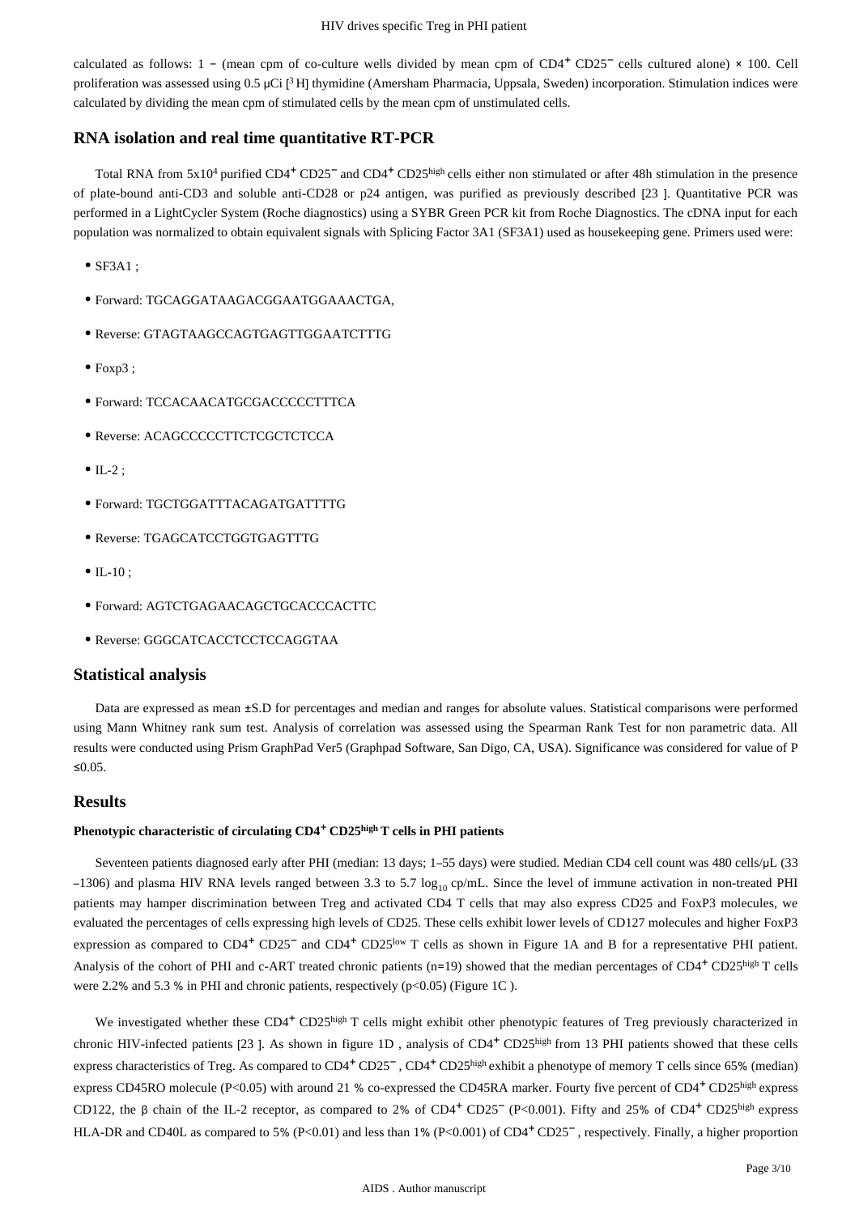calculated as follows: 1 − (mean cpm of co-culture wells divided by mean cpm of $CD4^+$ $CD25^-$ cells cultured alone) × 100. Cell proliferation was assessed using 0.5 μCi [$^3$H] thymidine (Amersham Pharmacia, Uppsala, Sweden) incorporation. Stimulation indices were calculated by dividing the mean cpm of stimulated cells by the mean cpm of unstimulated cells.

## RNA isolation and real time quantitative RT-PCR

Total RNA from $5x10^4$ purified $CD4^+$ $CD25^-$ and $CD4^+$ $CD25^{high}$ cells either non stimulated or after 48h stimulation in the presence of plate-bound anti-CD3 and soluble anti-CD28 or p24 antigen, was purified as previously described [23]. Quantitative PCR was performed in a LightCycler System (Roche diagnostics) using a SYBR Green PCR kit from Roche Diagnostics. The cDNA input for each population was normalized to obtain equivalent signals with Splicing Factor 3A1 (SF3A1) used as housekeeping gene. Primers used were:

- SF3A1 ;
- Forward: TGCAGGATAAGACGGAATGGAAACTGA,
- Reverse: GTAGTAAGCCAGTGAGTTGGAATCTTTG
- Foxp3 ;
- Forward: TCCACAACATGCGACCCCCTTTCA
- Reverse: ACAGCCCCCTTCTCGCTCTCCA
- IL-2 ;
- Forward: TGCTGGATTTACAGATGATTTTG
- Reverse: TGAGCATCCTGGTGAGTTTG
- IL-10 ;
- Forward: AGTCTGAGAACAGCTGCACCCACTTC
- Reverse: GGGCATCACCTCCTCCAGGTAA

## Statistical analysis

Data are expressed as mean ±S.D for percentages and median and ranges for absolute values. Statistical comparisons were performed using Mann Whitney rank sum test. Analysis of correlation was assessed using the Spearman Rank Test for non parametric data. All results were conducted using Prism GraphPad Ver5 (Graphpad Software, San Digo, CA, USA). Significance was considered for value of P ≤0.05.

## Results

### Phenotypic characteristic of circulating $CD4^+$ $CD25^{high}$ T cells in PHI patients

Seventeen patients diagnosed early after PHI (median: 13 days; 1–55 days) were studied. Median CD4 cell count was 480 cells/μL (33 –1306) and plasma HIV RNA levels ranged between 3.3 to 5.7 $\log_{10}$ cp/mL. Since the level of immune activation in non-treated PHI patients may hamper discrimination between Treg and activated CD4 T cells that may also express CD25 and FoxP3 molecules, we evaluated the percentages of cells expressing high levels of CD25. These cells exhibit lower levels of CD127 molecules and higher FoxP3 expression as compared to $CD4^+$ $CD25^-$ and $CD4^+$ $CD25^{low}$ T cells as shown in Figure 1A and B for a representative PHI patient. Analysis of the cohort of PHI and c-ART treated chronic patients (n=19) showed that the median percentages of $CD4^+$ $CD25^{high}$ T cells were 2.2% and 5.3 % in PHI and chronic patients, respectively (p<0.05) (Figure 1C ).

We investigated whether these $CD4^+$ $CD25^{high}$ T cells might exhibit other phenotypic features of Treg previously characterized in chronic HIV-infected patients [23 ]. As shown in figure 1D , analysis of $CD4^+$ $CD25^{high}$ from 13 PHI patients showed that these cells express characteristics of Treg. As compared to $CD4^+$ $CD25^-$ , $CD4^+$ $CD25^{high}$ exhibit a phenotype of memory T cells since 65% (median) express CD45RO molecule (P<0.05) with around 21 % co-expressed the CD45RA marker. Fourty five percent of $CD4^+$ $CD25^{high}$ express CD122, the β chain of the IL-2 receptor, as compared to 2% of $CD4^+$ $CD25^-$ (P<0.001). Fifty and 25% of $CD4^+$ $CD25^{high}$ express HLA-DR and CD40L as compared to 5% (P<0.01) and less than 1% (P<0.001) of $CD4^+$ $CD25^-$ , respectively. Finally, a higher proportion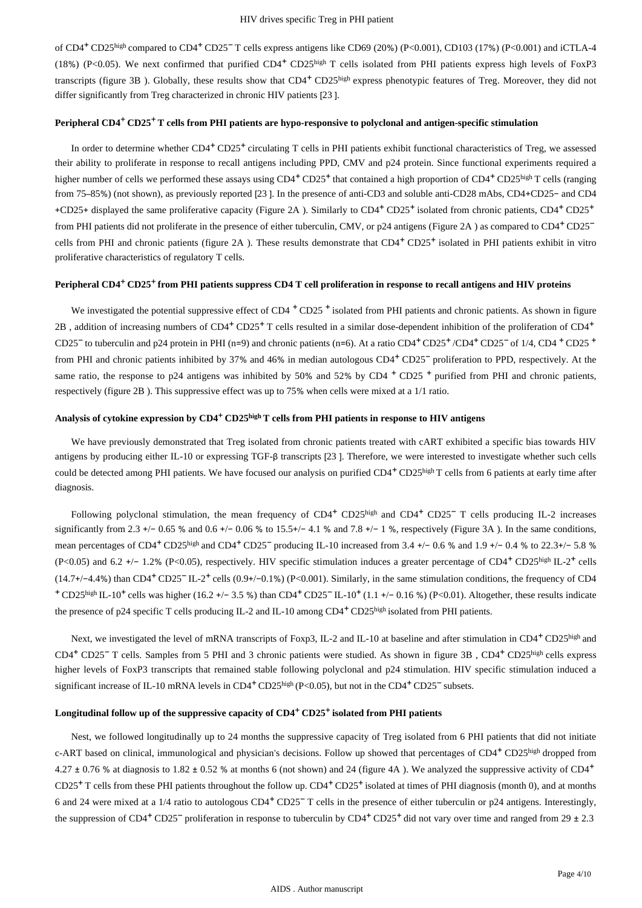of $CD4^+$ $CD25^{high}$ compared to $CD4^+$ $CD25^-$ T cells express antigens like CD69 (20%) ($P<0.001$), CD103 (17%) ($P<0.001$) and iCTLA-4 (18%) ($P<0.05$). We next confirmed that purified $CD4^+$ $CD25^{high}$ T cells isolated from PHI patients express high levels of FoxP3 transcripts (figure 3B ). Globally, these results show that $CD4^+$ $CD25^{high}$ express phenotypic features of Treg. Moreover, they did not differ significantly from Treg characterized in chronic HIV patients [23 ].

### Peripheral $CD4^+$ $CD25^+$ T cells from PHI patients are hypo-responsive to polyclonal and antigen-specific stimulation

In order to determine whether $CD4^+$ $CD25^+$ circulating T cells in PHI patients exhibit functional characteristics of Treg, we assessed their ability to proliferate in response to recall antigens including PPD, CMV and p24 protein. Since functional experiments required a higher number of cells we performed these assays using $CD4^+$ $CD25^+$ that contained a high proportion of $CD4^+$ $CD25^{high}$ T cells (ranging from 75–85%) (not shown), as previously reported [23 ]. In the presence of anti-CD3 and soluble anti-CD28 mAbs, CD4+CD25− and CD4 +CD25+ displayed the same proliferative capacity (Figure 2A ). Similarly to $CD4^+$ $CD25^+$ isolated from chronic patients, $CD4^+$ $CD25^+$ from PHI patients did not proliferate in the presence of either tuberculin, CMV, or p24 antigens (Figure 2A ) as compared to $CD4^+$ $CD25^-$ cells from PHI and chronic patients (figure 2A ). These results demonstrate that $CD4^+$ $CD25^+$ isolated in PHI patients exhibit in vitro proliferative characteristics of regulatory T cells.

### Peripheral $CD4^+$ $CD25^+$ from PHI patients suppress CD4 T cell proliferation in response to recall antigens and HIV proteins

We investigated the potential suppressive effect of $CD4^+$ $CD25^+$ isolated from PHI patients and chronic patients. As shown in figure 2B , addition of increasing numbers of $CD4^+$ $CD25^+$ T cells resulted in a similar dose-dependent inhibition of the proliferation of $CD4^+$ $CD25^-$ to tuberculin and p24 protein in PHI (n=9) and chronic patients (n=6). At a ratio $CD4^+$ $CD25^+$ /$CD4^+$ $CD25^-$ of 1/4, $CD4^+$ $CD25^+$ from PHI and chronic patients inhibited by 37% and 46% in median autologous $CD4^+$ $CD25^-$ proliferation to PPD, respectively. At the same ratio, the response to p24 antigens was inhibited by 50% and 52% by $CD4^+$ $CD25^+$ purified from PHI and chronic patients, respectively (figure 2B ). This suppressive effect was up to 75% when cells were mixed at a 1/1 ratio.

### Analysis of cytokine expression by $CD4^+$ $CD25^{high}$ T cells from PHI patients in response to HIV antigens

We have previously demonstrated that Treg isolated from chronic patients treated with cART exhibited a specific bias towards HIV antigens by producing either IL-10 or expressing TGF-β transcripts [23 ]. Therefore, we were interested to investigate whether such cells could be detected among PHI patients. We have focused our analysis on purified $CD4^+$ $CD25^{high}$ T cells from 6 patients at early time after diagnosis.

Following polyclonal stimulation, the mean frequency of $CD4^+$ $CD25^{high}$ and $CD4^+$ $CD25^-$ T cells producing IL-2 increases significantly from 2.3 +/− 0.65 % and 0.6 +/− 0.06 % to 15.5+/− 4.1 % and 7.8 +/− 1 %, respectively (Figure 3A ). In the same conditions, mean percentages of $CD4^+$ $CD25^{high}$ and $CD4^+$ $CD25^-$ producing IL-10 increased from 3.4 +/− 0.6 % and 1.9 +/− 0.4 % to 22.3+/− 5.8 % ($P<0.05$) and 6.2 +/− 1.2% ($P<0.05$), respectively. HIV specific stimulation induces a greater percentage of $CD4^+$ $CD25^{high}$ $IL\text{-}2^+$ cells (14.7+/−4.4%) than $CD4^+$ $CD25^-$ $IL\text{-}2^+$ cells (0.9+/−0.1%) ($P<0.001$). Similarly, in the same stimulation conditions, the frequency of $CD4^+$ $CD25^{high}$ $IL\text{-}10^+$ cells was higher (16.2 +/− 3.5 %) than $CD4^+$ $CD25^-$ $IL\text{-}10^+$ (1.1 +/− 0.16 %) ($P<0.01$). Altogether, these results indicate the presence of p24 specific T cells producing IL-2 and IL-10 among $CD4^+$ $CD25^{high}$ isolated from PHI patients.

Next, we investigated the level of mRNA transcripts of Foxp3, IL-2 and IL-10 at baseline and after stimulation in $CD4^+$ $CD25^{high}$ and $CD4^+$ $CD25^-$ T cells. Samples from 5 PHI and 3 chronic patients were studied. As shown in figure 3B , $CD4^+$ $CD25^{high}$ cells express higher levels of FoxP3 transcripts that remained stable following polyclonal and p24 stimulation. HIV specific stimulation induced a significant increase of IL-10 mRNA levels in $CD4^+$ $CD25^{high}$ ($P<0.05$), but not in the $CD4^+$ $CD25^-$ subsets.

### Longitudinal follow up of the suppressive capacity of $CD4^+$ $CD25^+$ isolated from PHI patients

Nest, we followed longitudinally up to 24 months the suppressive capacity of Treg isolated from 6 PHI patients that did not initiate c-ART based on clinical, immunological and physician's decisions. Follow up showed that percentages of $CD4^+$ $CD25^{high}$ dropped from 4.27 ± 0.76 % at diagnosis to 1.82 ± 0.52 % at months 6 (not shown) and 24 (figure 4A ). We analyzed the suppressive activity of $CD4^+$ $CD25^+$ T cells from these PHI patients throughout the follow up. $CD4^+$ $CD25^+$ isolated at times of PHI diagnosis (month 0), and at months 6 and 24 were mixed at a 1/4 ratio to autologous $CD4^+$ $CD25^-$ T cells in the presence of either tuberculin or p24 antigens. Interestingly, the suppression of $CD4^+$ $CD25^-$ proliferation in response to tuberculin by $CD4^+$ $CD25^+$ did not vary over time and ranged from 29 ± 2.3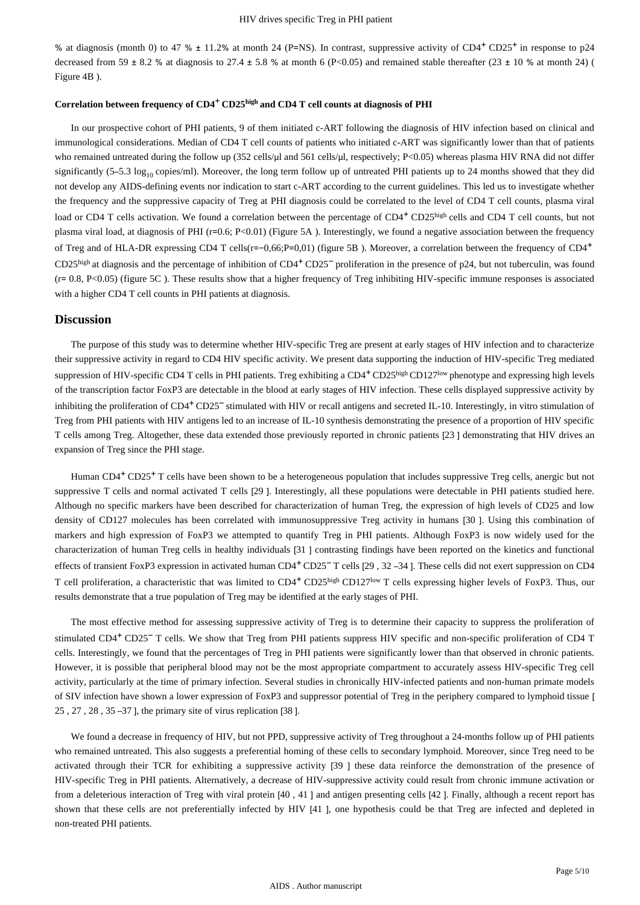% at diagnosis (month 0) to 47 % ± 11.2% at month 24 (P=NS). In contrast, suppressive activity of CD4$^{+}$ CD25$^{+}$ in response to p24 decreased from 59 ± 8.2 % at diagnosis to 27.4 ± 5.8 % at month 6 (P<0.05) and remained stable thereafter (23 ± 10 % at month 24) ( Figure 4B ).

### Correlation between frequency of CD4$^{+}$ CD25$^{high}$ and CD4 T cell counts at diagnosis of PHI

In our prospective cohort of PHI patients, 9 of them initiated c-ART following the diagnosis of HIV infection based on clinical and immunological considerations. Median of CD4 T cell counts of patients who initiated c-ART was significantly lower than that of patients who remained untreated during the follow up (352 cells/μl and 561 cells/μl, respectively; P<0.05) whereas plasma HIV RNA did not differ significantly (5–5.3 $\log_{10}$ copies/ml). Moreover, the long term follow up of untreated PHI patients up to 24 months showed that they did not develop any AIDS-defining events nor indication to start c-ART according to the current guidelines. This led us to investigate whether the frequency and the suppressive capacity of Treg at PHI diagnosis could be correlated to the level of CD4 T cell counts, plasma viral load or CD4 T cells activation. We found a correlation between the percentage of CD4$^{+}$ CD25$^{high}$ cells and CD4 T cell counts, but not plasma viral load, at diagnosis of PHI (r=0.6; P<0.01) (Figure 5A ). Interestingly, we found a negative association between the frequency of Treg and of HLA-DR expressing CD4 T cells(r=−0,66;P=0,01) (figure 5B ). Moreover, a correlation between the frequency of CD4$^{+}$ CD25$^{high}$ at diagnosis and the percentage of inhibition of CD4$^{+}$ CD25$^{−}$ proliferation in the presence of p24, but not tuberculin, was found (r= 0.8, P<0.05) (figure 5C ). These results show that a higher frequency of Treg inhibiting HIV-specific immune responses is associated with a higher CD4 T cell counts in PHI patients at diagnosis.

## Discussion

The purpose of this study was to determine whether HIV-specific Treg are present at early stages of HIV infection and to characterize their suppressive activity in regard to CD4 HIV specific activity. We present data supporting the induction of HIV-specific Treg mediated suppression of HIV-specific CD4 T cells in PHI patients. Treg exhibiting a CD4$^{+}$ CD25$^{high}$ CD127$^{low}$ phenotype and expressing high levels of the transcription factor FoxP3 are detectable in the blood at early stages of HIV infection. These cells displayed suppressive activity by inhibiting the proliferation of CD4$^{+}$ CD25$^{−}$ stimulated with HIV or recall antigens and secreted IL-10. Interestingly, in vitro stimulation of Treg from PHI patients with HIV antigens led to an increase of IL-10 synthesis demonstrating the presence of a proportion of HIV specific T cells among Treg. Altogether, these data extended those previously reported in chronic patients [23 ] demonstrating that HIV drives an expansion of Treg since the PHI stage.

Human CD4$^{+}$ CD25$^{+}$ T cells have been shown to be a heterogeneous population that includes suppressive Treg cells, anergic but not suppressive T cells and normal activated T cells [29 ]. Interestingly, all these populations were detectable in PHI patients studied here. Although no specific markers have been described for characterization of human Treg, the expression of high levels of CD25 and low density of CD127 molecules has been correlated with immunosuppressive Treg activity in humans [30 ]. Using this combination of markers and high expression of FoxP3 we attempted to quantify Treg in PHI patients. Although FoxP3 is now widely used for the characterization of human Treg cells in healthy individuals [31 ] contrasting findings have been reported on the kinetics and functional effects of transient FoxP3 expression in activated human CD4$^{+}$ CD25$^{−}$ T cells [29 , 32 –34 ]. These cells did not exert suppression on CD4 T cell proliferation, a characteristic that was limited to CD4$^{+}$ CD25$^{high}$ CD127$^{low}$ T cells expressing higher levels of FoxP3. Thus, our results demonstrate that a true population of Treg may be identified at the early stages of PHI.

The most effective method for assessing suppressive activity of Treg is to determine their capacity to suppress the proliferation of stimulated CD4$^{+}$ CD25$^{−}$ T cells. We show that Treg from PHI patients suppress HIV specific and non-specific proliferation of CD4 T cells. Interestingly, we found that the percentages of Treg in PHI patients were significantly lower than that observed in chronic patients. However, it is possible that peripheral blood may not be the most appropriate compartment to accurately assess HIV-specific Treg cell activity, particularly at the time of primary infection. Several studies in chronically HIV-infected patients and non-human primate models of SIV infection have shown a lower expression of FoxP3 and suppressor potential of Treg in the periphery compared to lymphoid tissue [ 25 , 27 , 28 , 35 –37 ], the primary site of virus replication [38 ].

We found a decrease in frequency of HIV, but not PPD, suppressive activity of Treg throughout a 24-months follow up of PHI patients who remained untreated. This also suggests a preferential homing of these cells to secondary lymphoid. Moreover, since Treg need to be activated through their TCR for exhibiting a suppressive activity [39 ] these data reinforce the demonstration of the presence of HIV-specific Treg in PHI patients. Alternatively, a decrease of HIV-suppressive activity could result from chronic immune activation or from a deleterious interaction of Treg with viral protein [40 , 41 ] and antigen presenting cells [42 ]. Finally, although a recent report has shown that these cells are not preferentially infected by HIV [41 ], one hypothesis could be that Treg are infected and depleted in non-treated PHI patients.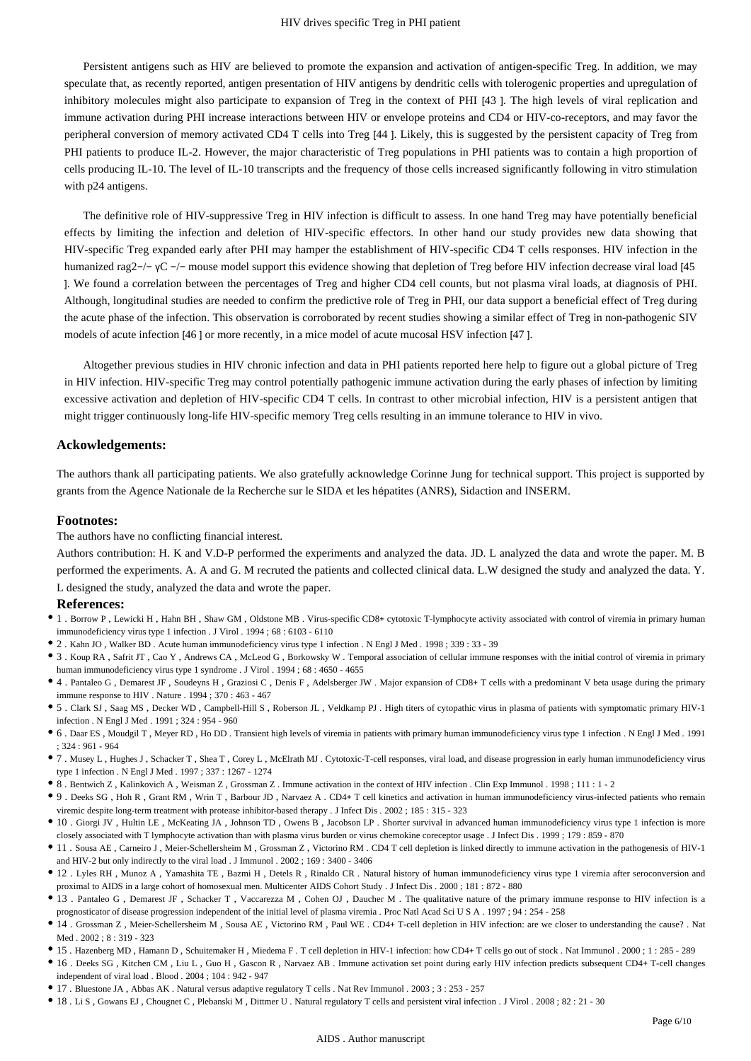Persistent antigens such as HIV are believed to promote the expansion and activation of antigen-specific Treg. In addition, we may speculate that, as recently reported, antigen presentation of HIV antigens by dendritic cells with tolerogenic properties and upregulation of inhibitory molecules might also participate to expansion of Treg in the context of PHI [43 ]. The high levels of viral replication and immune activation during PHI increase interactions between HIV or envelope proteins and CD4 or HIV-co-receptors, and may favor the peripheral conversion of memory activated CD4 T cells into Treg [44 ]. Likely, this is suggested by the persistent capacity of Treg from PHI patients to produce IL-2. However, the major characteristic of Treg populations in PHI patients was to contain a high proportion of cells producing IL-10. The level of IL-10 transcripts and the frequency of those cells increased significantly following in vitro stimulation with p24 antigens.

The definitive role of HIV-suppressive Treg in HIV infection is difficult to assess. In one hand Treg may have potentially beneficial effects by limiting the infection and deletion of HIV-specific effectors. In other hand our study provides new data showing that HIV-specific Treg expanded early after PHI may hamper the establishment of HIV-specific CD4 T cells responses. HIV infection in the humanized rag2−/− γC −/− mouse model support this evidence showing that depletion of Treg before HIV infection decrease viral load [45 ]. We found a correlation between the percentages of Treg and higher CD4 cell counts, but not plasma viral loads, at diagnosis of PHI. Although, longitudinal studies are needed to confirm the predictive role of Treg in PHI, our data support a beneficial effect of Treg during the acute phase of the infection. This observation is corroborated by recent studies showing a similar effect of Treg in non-pathogenic SIV models of acute infection [46 ] or more recently, in a mice model of acute mucosal HSV infection [47 ].

Altogether previous studies in HIV chronic infection and data in PHI patients reported here help to figure out a global picture of Treg in HIV infection. HIV-specific Treg may control potentially pathogenic immune activation during the early phases of infection by limiting excessive activation and depletion of HIV-specific CD4 T cells. In contrast to other microbial infection, HIV is a persistent antigen that might trigger continuously long-life HIV-specific memory Treg cells resulting in an immune tolerance to HIV in vivo.

## Ackowledgements:

The authors thank all participating patients. We also gratefully acknowledge Corinne Jung for technical support. This project is supported by grants from the Agence Nationale de la Recherche sur le SIDA et les hépatites (ANRS), Sidaction and INSERM.

## Footnotes:

The authors have no conflicting financial interest.

Authors contribution: H. K and V.D-P performed the experiments and analyzed the data. JD. L analyzed the data and wrote the paper. M. B performed the experiments. A. A and G. M recruted the patients and collected clinical data. L.W designed the study and analyzed the data. Y. L designed the study, analyzed the data and wrote the paper.

## References:

- 1 . Borrow P , Lewicki H , Hahn BH , Shaw GM , Oldstone MB . Virus-specific CD8+ cytotoxic T-lymphocyte activity associated with control of viremia in primary human immunodeficiency virus type 1 infection . J Virol . 1994 ; 68 : 6103 - 6110
- 2 . Kahn JO , Walker BD . Acute human immunodeficiency virus type 1 infection . N Engl J Med . 1998 ; 339 : 33 - 39
- 3 . Koup RA , Safrit JT , Cao Y , Andrews CA , McLeod G , Borkowsky W . Temporal association of cellular immune responses with the initial control of viremia in primary human immunodeficiency virus type 1 syndrome . J Virol . 1994 ; 68 : 4650 - 4655
- 4 . Pantaleo G , Demarest JF , Soudeyns H , Graziosi C , Denis F , Adelsberger JW . Major expansion of CD8+ T cells with a predominant V beta usage during the primary immune response to HIV . Nature . 1994 ; 370 : 463 - 467
- 5 . Clark SJ , Saag MS , Decker WD , Campbell-Hill S , Roberson JL , Veldkamp PJ . High titers of cytopathic virus in plasma of patients with symptomatic primary HIV-1 infection . N Engl J Med . 1991 ; 324 : 954 - 960
- 6 . Daar ES , Moudgil T , Meyer RD , Ho DD . Transient high levels of viremia in patients with primary human immunodeficiency virus type 1 infection . N Engl J Med . 1991 ; 324 : 961 - 964
- 7 . Musey L , Hughes J , Schacker T , Shea T , Corey L , McElrath MJ . Cytotoxic-T-cell responses, viral load, and disease progression in early human immunodeficiency virus type 1 infection . N Engl J Med . 1997 ; 337 : 1267 - 1274
- 8 . Bentwich Z , Kalinkovich A , Weisman Z , Grossman Z . Immune activation in the context of HIV infection . Clin Exp Immunol . 1998 ; 111 : 1 - 2
- 9 . Deeks SG , Hoh R , Grant RM , Wrin T , Barbour JD , Narvaez A . CD4+ T cell kinetics and activation in human immunodeficiency virus-infected patients who remain viremic despite long-term treatment with protease inhibitor-based therapy . J Infect Dis . 2002 ; 185 : 315 - 323
- 10 . Giorgi JV , Hultin LE , McKeating JA , Johnson TD , Owens B , Jacobson LP . Shorter survival in advanced human immunodeficiency virus type 1 infection is more closely associated with T lymphocyte activation than with plasma virus burden or virus chemokine coreceptor usage . J Infect Dis . 1999 ; 179 : 859 - 870
- 11 . Sousa AE , Carneiro J , Meier-Schellersheim M , Grossman Z , Victorino RM . CD4 T cell depletion is linked directly to immune activation in the pathogenesis of HIV-1 and HIV-2 but only indirectly to the viral load . J Immunol . 2002 ; 169 : 3400 - 3406
- 12 . Lyles RH , Munoz A , Yamashita TE , Bazmi H , Detels R , Rinaldo CR . Natural history of human immunodeficiency virus type 1 viremia after seroconversion and proximal to AIDS in a large cohort of homosexual men. Multicenter AIDS Cohort Study . J Infect Dis . 2000 ; 181 : 872 - 880
- 13 . Pantaleo G , Demarest JF , Schacker T , Vaccarezza M , Cohen OJ , Daucher M . The qualitative nature of the primary immune response to HIV infection is a prognosticator of disease progression independent of the initial level of plasma viremia . Proc Natl Acad Sci U S A . 1997 ; 94 : 254 - 258
- 14 . Grossman Z , Meier-Schellersheim M , Sousa AE , Victorino RM , Paul WE . CD4+ T-cell depletion in HIV infection: are we closer to understanding the cause? . Nat Med . 2002 ; 8 : 319 - 323
- 15 . Hazenberg MD , Hamann D , Schuitemaker H , Miedema F . T cell depletion in HIV-1 infection: how CD4+ T cells go out of stock . Nat Immunol . 2000 ; 1 : 285 - 289
- 16 . Deeks SG , Kitchen CM , Liu L , Guo H , Gascon R , Narvaez AB . Immune activation set point during early HIV infection predicts subsequent CD4+ T-cell changes independent of viral load . Blood . 2004 ; 104 : 942 - 947
- 17 . Bluestone JA , Abbas AK . Natural versus adaptive regulatory T cells . Nat Rev Immunol . 2003 ; 3 : 253 - 257
- 18 . Li S , Gowans EJ , Chougnet C , Plebanski M , Dittmer U . Natural regulatory T cells and persistent viral infection . J Virol . 2008 ; 82 : 21 - 30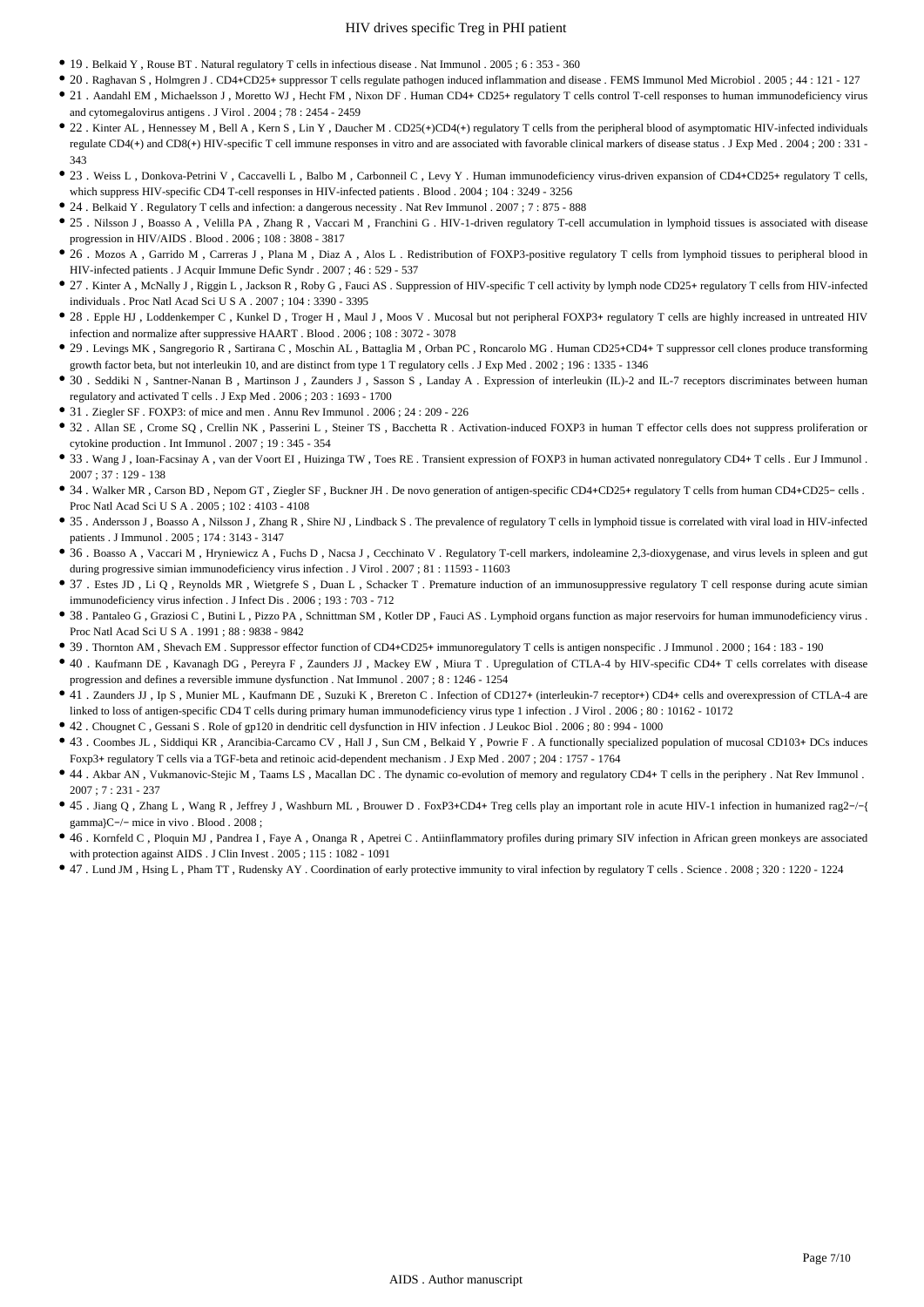- 19 . Belkaid Y , Rouse BT . Natural regulatory T cells in infectious disease . Nat Immunol . 2005 ; 6 : 353 - 360
- 20 . Raghavan S , Holmgren J . CD4+CD25+ suppressor T cells regulate pathogen induced inflammation and disease . FEMS Immunol Med Microbiol . 2005 ; 44 : 121 - 127
- 21 . Aandahl EM , Michaelsson J , Moretto WJ , Hecht FM , Nixon DF . Human CD4+ CD25+ regulatory T cells control T-cell responses to human immunodeficiency virus and cytomegalovirus antigens . J Virol . 2004 ; 78 : 2454 - 2459
- 22 . Kinter AL , Hennessey M , Bell A , Kern S , Lin Y , Daucher M . CD25(+)CD4(+) regulatory T cells from the peripheral blood of asymptomatic HIV-infected individuals regulate CD4(+) and CD8(+) HIV-specific T cell immune responses in vitro and are associated with favorable clinical markers of disease status . J Exp Med . 2004 ; 200 : 331 - 343
- 23 . Weiss L , Donkova-Petrini V , Caccavelli L , Balbo M , Carbonneil C , Levy Y . Human immunodeficiency virus-driven expansion of CD4+CD25+ regulatory T cells, which suppress HIV-specific CD4 T-cell responses in HIV-infected patients . Blood . 2004 ; 104 : 3249 - 3256
- 24 . Belkaid Y . Regulatory T cells and infection: a dangerous necessity . Nat Rev Immunol . 2007 ; 7 : 875 - 888
- 25 . Nilsson J , Boasso A , Velilla PA , Zhang R , Vaccari M , Franchini G . HIV-1-driven regulatory T-cell accumulation in lymphoid tissues is associated with disease progression in HIV/AIDS . Blood . 2006 ; 108 : 3808 - 3817
- 26 . Mozos A , Garrido M , Carreras J , Plana M , Diaz A , Alos L . Redistribution of FOXP3-positive regulatory T cells from lymphoid tissues to peripheral blood in HIV-infected patients . J Acquir Immune Defic Syndr . 2007 ; 46 : 529 - 537
- 27 . Kinter A , McNally J , Riggin L , Jackson R , Roby G , Fauci AS . Suppression of HIV-specific T cell activity by lymph node CD25+ regulatory T cells from HIV-infected individuals . Proc Natl Acad Sci U S A . 2007 ; 104 : 3390 - 3395
- 28 . Epple HJ , Loddenkemper C , Kunkel D , Troger H , Maul J , Moos V . Mucosal but not peripheral FOXP3+ regulatory T cells are highly increased in untreated HIV infection and normalize after suppressive HAART . Blood . 2006 ; 108 : 3072 - 3078
- 29 . Levings MK , Sangregorio R , Sartirana C , Moschin AL , Battaglia M , Orban PC , Roncarolo MG . Human CD25+CD4+ T suppressor cell clones produce transforming growth factor beta, but not interleukin 10, and are distinct from type 1 T regulatory cells . J Exp Med . 2002 ; 196 : 1335 - 1346
- 30 . Seddiki N , Santner-Nanan B , Martinson J , Zaunders J , Sasson S , Landay A . Expression of interleukin (IL)-2 and IL-7 receptors discriminates between human regulatory and activated T cells . J Exp Med . 2006 ; 203 : 1693 - 1700
- 31 . Ziegler SF . FOXP3: of mice and men . Annu Rev Immunol . 2006 ; 24 : 209 - 226
- 32 . Allan SE , Crome SQ , Crellin NK , Passerini L , Steiner TS , Bacchetta R . Activation-induced FOXP3 in human T effector cells does not suppress proliferation or cytokine production . Int Immunol . 2007 ; 19 : 345 - 354
- 33 . Wang J , Ioan-Facsinay A , van der Voort EI , Huizinga TW , Toes RE . Transient expression of FOXP3 in human activated nonregulatory CD4+ T cells . Eur J Immunol . 2007 ; 37 : 129 - 138
- 34 . Walker MR , Carson BD , Nepom GT , Ziegler SF , Buckner JH . De novo generation of antigen-specific CD4+CD25+ regulatory T cells from human CD4+CD25− cells . Proc Natl Acad Sci U S A . 2005 ; 102 : 4103 - 4108
- 35 . Andersson J , Boasso A , Nilsson J , Zhang R , Shire NJ , Lindback S . The prevalence of regulatory T cells in lymphoid tissue is correlated with viral load in HIV-infected patients . J Immunol . 2005 ; 174 : 3143 - 3147
- 36 . Boasso A , Vaccari M , Hryniewicz A , Fuchs D , Nacsa J , Cecchinato V . Regulatory T-cell markers, indoleamine 2,3-dioxygenase, and virus levels in spleen and gut during progressive simian immunodeficiency virus infection . J Virol . 2007 ; 81 : 11593 - 11603
- 37 . Estes JD , Li Q , Reynolds MR , Wietgrefe S , Duan L , Schacker T . Premature induction of an immunosuppressive regulatory T cell response during acute simian immunodeficiency virus infection . J Infect Dis . 2006 ; 193 : 703 - 712
- 38 . Pantaleo G , Graziosi C , Butini L , Pizzo PA , Schnittman SM , Kotler DP , Fauci AS . Lymphoid organs function as major reservoirs for human immunodeficiency virus . Proc Natl Acad Sci U S A . 1991 ; 88 : 9838 - 9842
- 39 . Thornton AM , Shevach EM . Suppressor effector function of CD4+CD25+ immunoregulatory T cells is antigen nonspecific . J Immunol . 2000 ; 164 : 183 - 190
- 40 . Kaufmann DE , Kavanagh DG , Pereyra F , Zaunders JJ , Mackey EW , Miura T . Upregulation of CTLA-4 by HIV-specific CD4+ T cells correlates with disease progression and defines a reversible immune dysfunction . Nat Immunol . 2007 ; 8 : 1246 - 1254
- 41 . Zaunders JJ , Ip S , Munier ML , Kaufmann DE , Suzuki K , Brereton C . Infection of CD127+ (interleukin-7 receptor+) CD4+ cells and overexpression of CTLA-4 are linked to loss of antigen-specific CD4 T cells during primary human immunodeficiency virus type 1 infection . J Virol . 2006 ; 80 : 10162 - 10172
- 42 . Chougnet C , Gessani S . Role of gp120 in dendritic cell dysfunction in HIV infection . J Leukoc Biol . 2006 ; 80 : 994 - 1000
- 43 . Coombes JL , Siddiqui KR , Arancibia-Carcamo CV , Hall J , Sun CM , Belkaid Y , Powrie F . A functionally specialized population of mucosal CD103+ DCs induces Foxp3+ regulatory T cells via a TGF-beta and retinoic acid-dependent mechanism . J Exp Med . 2007 ; 204 : 1757 - 1764
- 44 . Akbar AN , Vukmanovic-Stejic M , Taams LS , Macallan DC . The dynamic co-evolution of memory and regulatory CD4+ T cells in the periphery . Nat Rev Immunol . 2007 ; 7 : 231 - 237
- 45 . Jiang Q , Zhang L , Wang R , Jeffrey J , Washburn ML , Brouwer D . FoxP3+CD4+ Treg cells play an important role in acute HIV-1 infection in humanized rag2−/−{gamma}C−/− mice in vivo . Blood . 2008 ;
- 46 . Kornfeld C , Ploquin MJ , Pandrea I , Faye A , Onanga R , Apetrei C . Antiinflammatory profiles during primary SIV infection in African green monkeys are associated with protection against AIDS . J Clin Invest . 2005 ; 115 : 1082 - 1091
- 47 . Lund JM , Hsing L , Pham TT , Rudensky AY . Coordination of early protective immunity to viral infection by regulatory T cells . Science . 2008 ; 320 : 1220 - 1224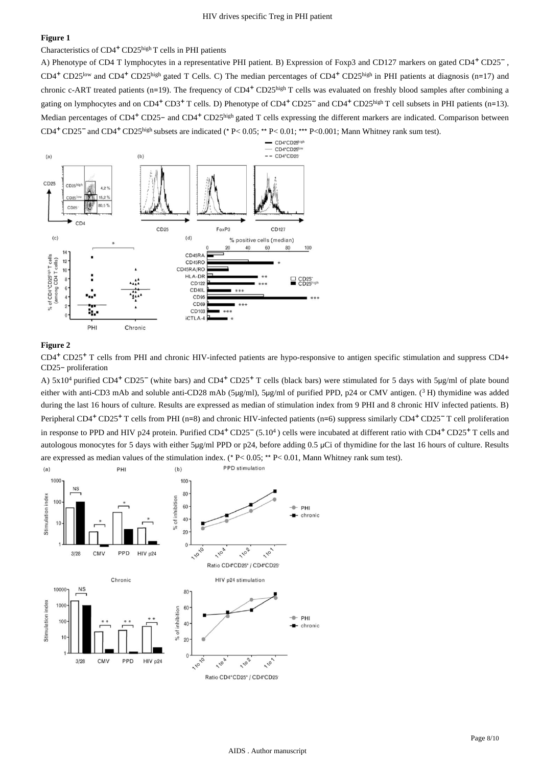**Figure 1**

Characteristics of $CD4^+ CD25^{high}$ T cells in PHI patients

A) Phenotype of CD4 T lymphocytes in a representative PHI patient. B) Expression of Foxp3 and CD127 markers on gated $CD4^+ CD25^-$, $CD4^+ CD25^{low}$ and $CD4^+ CD25^{high}$ gated T Cells. C) The median percentages of $CD4^+ CD25^{high}$ in PHI patients at diagnosis (n=17) and chronic c-ART treated patients (n=19). The frequency of $CD4^+ CD25^{high}$ T cells was evaluated on freshly blood samples after combining a gating on lymphocytes and on $CD4^+ CD3^+$ T cells. D) Phenotype of $CD4^+ CD25^-$ and $CD4^+ CD25^{high}$ T cell subsets in PHI patients (n=13). Median percentages of $CD4^+$ CD25− and $CD4^+ CD25^{high}$ gated T cells expressing the different markers are indicated. Comparison between $CD4^+ CD25^-$ and $CD4^+ CD25^{high}$ subsets are indicated (* $P < 0.05$; ** $P < 0.01$; *** $P<0.001$; Mann Whitney rank sum test).

(a)
CD25
CD25high 4,2 %
CD25low 15,2 %
CD25- 80,5 %
CD4

(b)
CD4+CD25high
CD4+CD25low
CD4+CD25-
CD25
FoxP3
CD127

(c)
% of CD4+CD25high T cells (among CD4 T cells)
PHI
Chronic

(d)
% positive cells (median)
0 20 40 60 80 100
CD45RA
CD45RO *
CD45RA/RO
HLA-DR **
CD122 ***
CD40L ***
CD95 ***
CD69 ***
CD103 ***
iCTLA-4 *
CD25-
CD25high

**Figure 2**

$CD4^+ CD25^+$ T cells from PHI and chronic HIV-infected patients are hypo-responsive to antigen specific stimulation and suppress CD4+ CD25− proliferation

A) $5x10^4$ purified $CD4^+ CD25^-$ (white bars) and $CD4^+ CD25^+$ T cells (black bars) were stimulated for 5 days with 5μg/ml of plate bound either with anti-CD3 mAb and soluble anti-CD28 mAb (5μg/ml), 5μg/ml of purified PPD, p24 or CMV antigen. ($^3$ H) thymidine was added during the last 16 hours of culture. Results are expressed as median of stimulation index from 9 PHI and 8 chronic HIV infected patients. B) Peripheral $CD4^+ CD25^+$ T cells from PHI (n=8) and chronic HIV-infected patients (n=6) suppress similarly $CD4^+ CD25^-$ T cell proliferation in response to PPD and HIV p24 protein. Purified $CD4^+ CD25^-$ ($5.10^4$) cells were incubated at different ratio with $CD4^+ CD25^+$ T cells and autologous monocytes for 5 days with either 5μg/ml PPD or p24, before adding 0.5 μCi of thymidine for the last 16 hours of culture. Results are expressed as median values of the stimulation index. (* $P < 0.05$; ** $P < 0.01$, Mann Whitney rank sum test).

(a)
PHI
Stimulation index
NS * * *
3/28 CMV PPD HIV p24

Chronic
Stimulation index
NS ** ** **
3/28 CMV PPD HIV p24

(b)
PPD stimulation
% of inhibition
PHI
chronic
1 to 10 1 to 4 1 to 2 1 to 1
Ratio CD4+CD25+ / CD4+CD25-

HIV p24 stimulation
% of inhibition
PHI
chronic
1 to 10 1 to 4 1 to 2 1 to 1
Ratio CD4+CD25+ / CD4+CD25-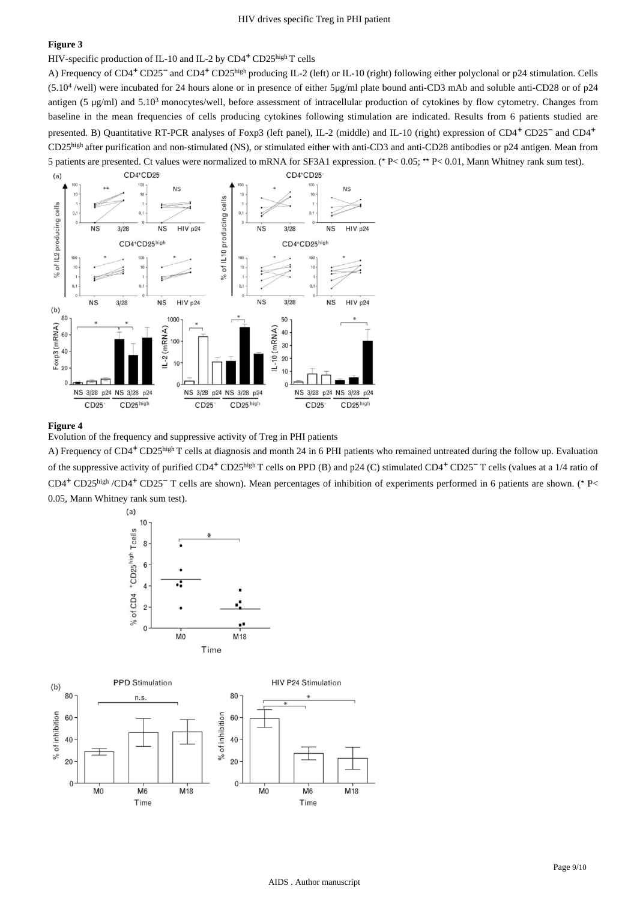**Figure 3**

HIV-specific production of IL-10 and IL-2 by CD4$^{+}$ CD25$^{high}$ T cells

A) Frequency of CD4$^{+}$ CD25$^{-}$ and CD4$^{+}$ CD25$^{high}$ producing IL-2 (left) or IL-10 (right) following either polyclonal or p24 stimulation. Cells ($5.10^{4}$ /well) were incubated for 24 hours alone or in presence of either 5μg/ml plate bound anti-CD3 mAb and soluble anti-CD28 or of p24 antigen (5 μg/ml) and $5.10^{3}$ monocytes/well, before assessment of intracellular production of cytokines by flow cytometry. Changes from baseline in the mean frequencies of cells producing cytokines following stimulation are indicated. Results from 6 patients studied are presented. B) Quantitative RT-PCR analyses of Foxp3 (left panel), IL-2 (middle) and IL-10 (right) expression of CD4$^{+}$ CD25$^{-}$ and CD4$^{+}$ CD25$^{high}$ after purification and non-stimulated (NS), or stimulated either with anti-CD3 and anti-CD28 antibodies or p24 antigen. Mean from 5 patients are presented. Ct values were normalized to mRNA for SF3A1 expression. (* $P< 0.05$; ** $P< 0.01$, Mann Whitney rank sum test).

(a)

CD4+CD25-

% of IL2 producing cells

** NS 3/28

NS NS HIV p24

CD4+CD25high

* NS 3/28

* NS HIV p24

CD4+CD25-

% of IL10 producing cells

* NS 3/28

NS NS HIV p24

CD4+CD25high

* NS 3/28

* NS HIV p24

(b)

Foxp3 (mRNA)

IL-2 (mRNA)

IL-10 (mRNA)

NS 3/28 p24 NS 3/28 p24

CD25- CD25high

**Figure 4**

Evolution of the frequency and suppressive activity of Treg in PHI patients

A) Frequency of CD4$^{+}$ CD25$^{high}$ T cells at diagnosis and month 24 in 6 PHI patients who remained untreated during the follow up. Evaluation of the suppressive activity of purified CD4$^{+}$ CD25$^{high}$ T cells on PPD (B) and p24 (C) stimulated CD4$^{+}$ CD25$^{-}$ T cells (values at a 1/4 ratio of CD4$^{+}$ CD25$^{high}$ /CD4$^{+}$ CD25$^{-}$ T cells are shown). Mean percentages of inhibition of experiments performed in 6 patients are shown. (* $P< 0.05$, Mann Whitney rank sum test).

(a)

% of CD4 +CD25high Tcells

*

M0 M18

Time

(b)

PPD Stimulation

n.s.

% of inhibition

M0 M6 M18

Time

HIV P24 Stimulation

* *

% of inhibition

M0 M6 M18

Time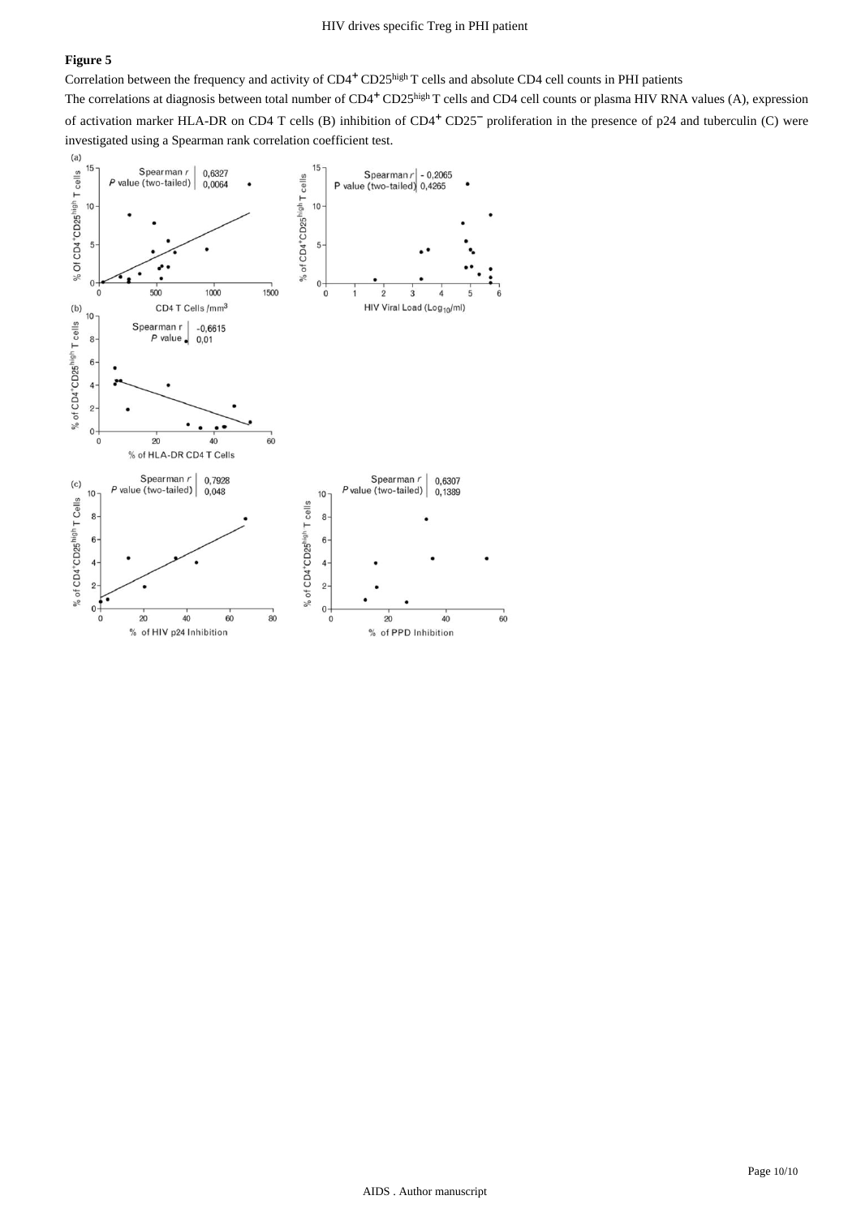**Figure 5**

Correlation between the frequency and activity of $CD4^{+}$ $CD25^{high}$ T cells and absolute CD4 cell counts in PHI patients

The correlations at diagnosis between total number of $CD4^{+}$ $CD25^{high}$ T cells and CD4 cell counts or plasma HIV RNA values (A), expression of activation marker HLA-DR on CD4 T cells (B) inhibition of $CD4^{+}$ $CD25^{-}$ proliferation in the presence of p24 and tuberculin (C) were investigated using a Spearman rank correlation coefficient test.

(a)

Spearman r | 0,6327
P value (two-tailed) | 0,0064

% Of $CD4^+CD25^{high}$ T cells

CD4 T Cells /$mm^3$

Spearman r | - 0,2065
P value (two-tailed) | 0,4265

% of $CD4^+CD25^{high}$ T cells

HIV Viral Load ($Log_{10}$/ml)

(b)

Spearman r | -0,6615
P value | 0,01

% of $CD4^+CD25^{high}$ T cells

% of HLA-DR CD4 T Cells

(c)

Spearman r | 0,7928
P value (two-tailed) | 0,048

% of $CD4^+CD25^{high}$ T Cells

% of HIV p24 Inhibition

Spearman r | 0,6307
P value (two-tailed) | 0,1389

% of $CD4^+CD25^{high}$ T cells

% of PPD Inhibition